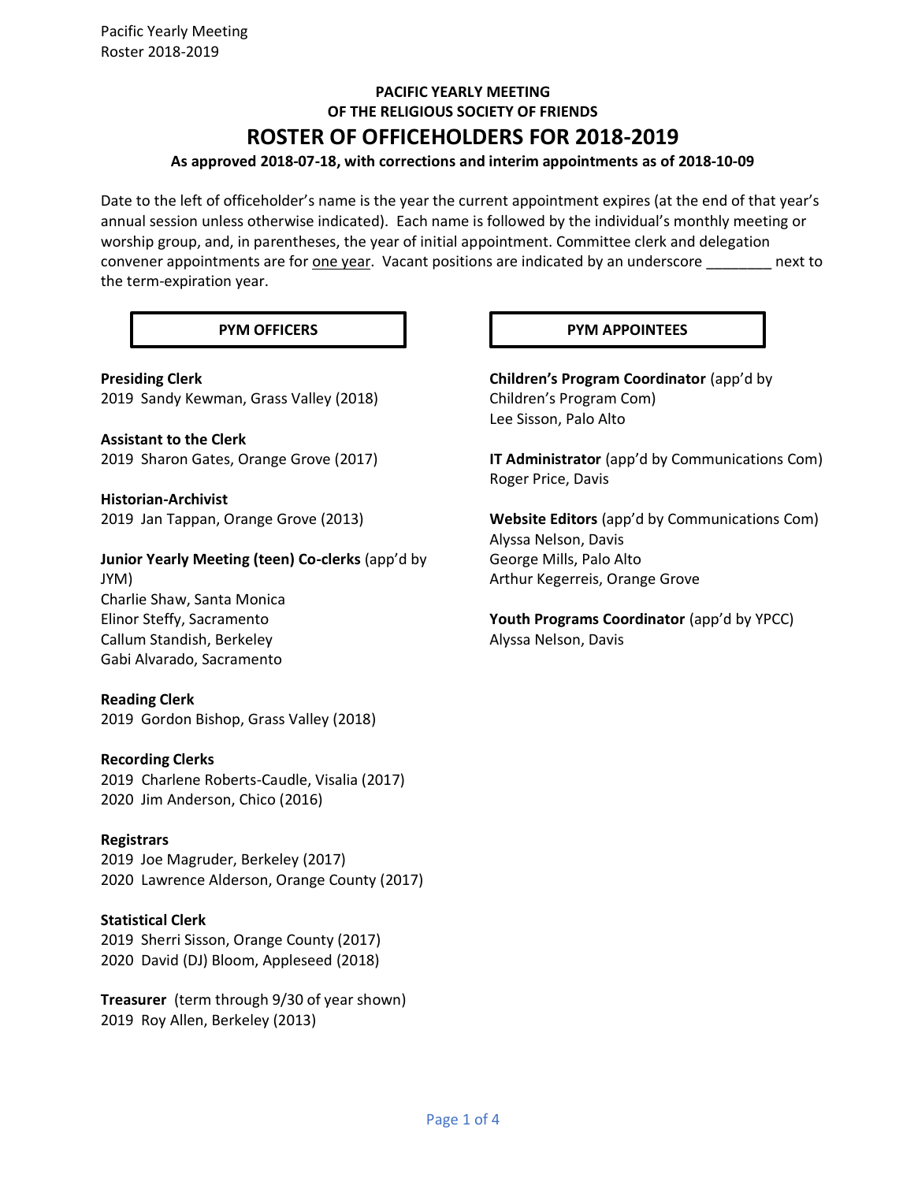# PACIFIC YEARLY MEETING
# OF THE RELIGIOUS SOCIETY OF FRIENDS
# ROSTER OF OFFICEHOLDERS FOR 2018-2019

**As approved 2018-07-18, with corrections and interim appointments as of 2018-10-09**

Date to the left of officeholder's name is the year the current appointment expires (at the end of that year's annual session unless otherwise indicated). Each name is followed by the individual's monthly meeting or worship group, and, in parentheses, the year of initial appointment. Committee clerk and delegation convener appointments are for one year. Vacant positions are indicated by an underscore ________ next to the term-expiration year.

## PYM OFFICERS

**Presiding Clerk**
2019 Sandy Kewman, Grass Valley (2018)

**Assistant to the Clerk**
2019 Sharon Gates, Orange Grove (2017)

**Historian-Archivist**
2019 Jan Tappan, Orange Grove (2013)

**Junior Yearly Meeting (teen) Co-clerks** (app'd by JYM)
Charlie Shaw, Santa Monica
Elinor Steffy, Sacramento
Callum Standish, Berkeley
Gabi Alvarado, Sacramento

**Reading Clerk**
2019 Gordon Bishop, Grass Valley (2018)

**Recording Clerks**
2019 Charlene Roberts-Caudle, Visalia (2017)
2020 Jim Anderson, Chico (2016)

**Registrars**
2019 Joe Magruder, Berkeley (2017)
2020 Lawrence Alderson, Orange County (2017)

**Statistical Clerk**
2019 Sherri Sisson, Orange County (2017)
2020 David (DJ) Bloom, Appleseed (2018)

**Treasurer** (term through 9/30 of year shown)
2019 Roy Allen, Berkeley (2013)

## PYM APPOINTEES

**Children's Program Coordinator** (app'd by Children's Program Com)
Lee Sisson, Palo Alto

**IT Administrator** (app'd by Communications Com)
Roger Price, Davis

**Website Editors** (app'd by Communications Com)
Alyssa Nelson, Davis
George Mills, Palo Alto
Arthur Kegerreis, Orange Grove

**Youth Programs Coordinator** (app'd by YPCC)
Alyssa Nelson, Davis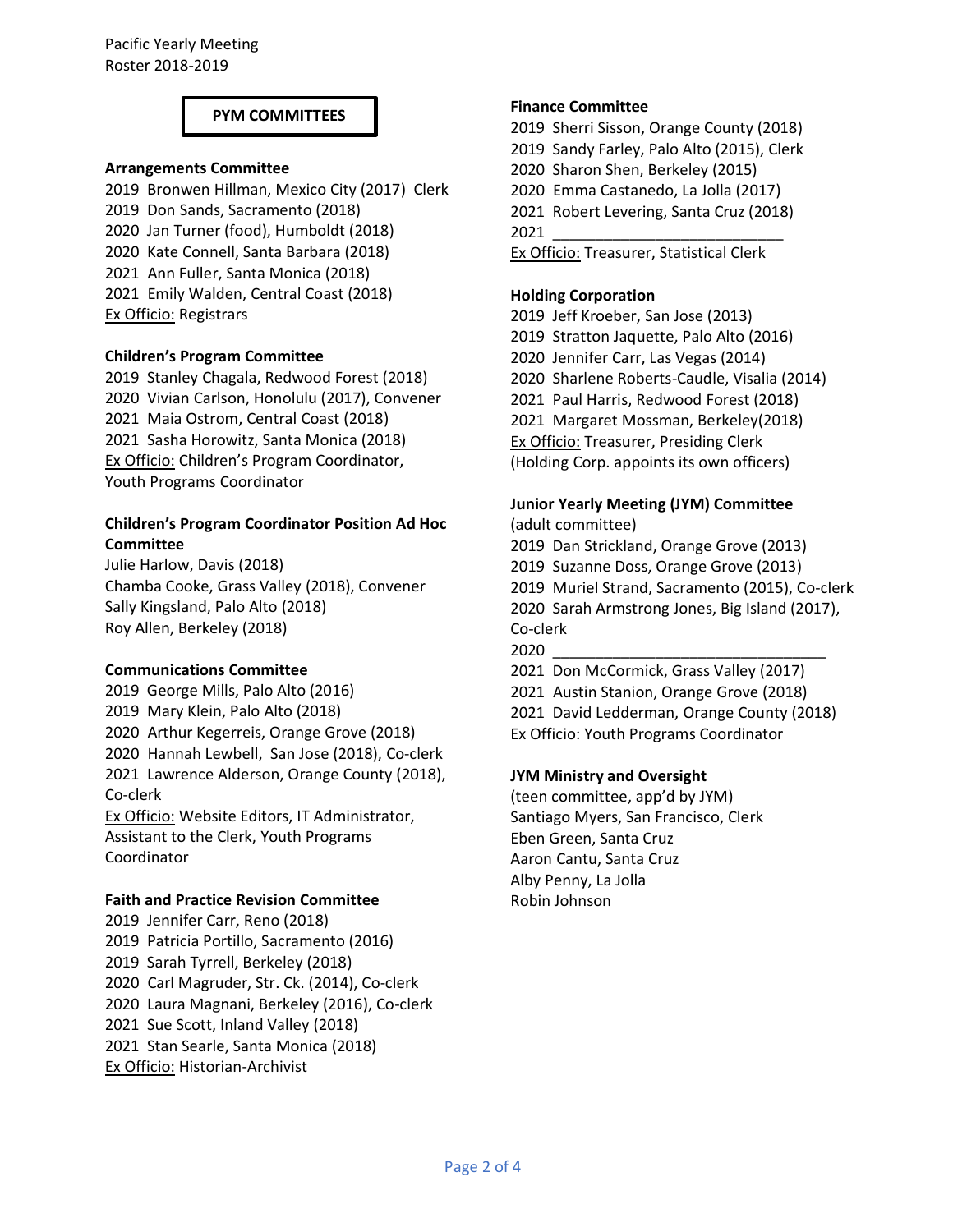Pacific Yearly Meeting
Roster 2018-2019

# PYM COMMITTEES

### Arrangements Committee

2019 Bronwen Hillman, Mexico City (2017) Clerk
2019 Don Sands, Sacramento (2018)
2020 Jan Turner (food), Humboldt (2018)
2020 Kate Connell, Santa Barbara (2018)
2021 Ann Fuller, Santa Monica (2018)
2021 Emily Walden, Central Coast (2018)
Ex Officio: Registrars

### Children's Program Committee

2019 Stanley Chagala, Redwood Forest (2018)
2020 Vivian Carlson, Honolulu (2017), Convener
2021 Maia Ostrom, Central Coast (2018)
2021 Sasha Horowitz, Santa Monica (2018)
Ex Officio: Children's Program Coordinator, Youth Programs Coordinator

### Children's Program Coordinator Position Ad Hoc Committee

Julie Harlow, Davis (2018)
Chamba Cooke, Grass Valley (2018), Convener
Sally Kingsland, Palo Alto (2018)
Roy Allen, Berkeley (2018)

### Communications Committee

2019 George Mills, Palo Alto (2016)
2019 Mary Klein, Palo Alto (2018)
2020 Arthur Kegerreis, Orange Grove (2018)
2020 Hannah Lewbell, San Jose (2018), Co-clerk
2021 Lawrence Alderson, Orange County (2018), Co-clerk
Ex Officio: Website Editors, IT Administrator, Assistant to the Clerk, Youth Programs Coordinator

### Faith and Practice Revision Committee

2019 Jennifer Carr, Reno (2018)
2019 Patricia Portillo, Sacramento (2016)
2019 Sarah Tyrrell, Berkeley (2018)
2020 Carl Magruder, Str. Ck. (2014), Co-clerk
2020 Laura Magnani, Berkeley (2016), Co-clerk
2021 Sue Scott, Inland Valley (2018)
2021 Stan Searle, Santa Monica (2018)
Ex Officio: Historian-Archivist

### Finance Committee

2019 Sherri Sisson, Orange County (2018)
2019 Sandy Farley, Palo Alto (2015), Clerk
2020 Sharon Shen, Berkeley (2015)
2020 Emma Castanedo, La Jolla (2017)
2021 Robert Levering, Santa Cruz (2018)
2021 ___________________________
Ex Officio: Treasurer, Statistical Clerk

### Holding Corporation

2019 Jeff Kroeber, San Jose (2013)
2019 Stratton Jaquette, Palo Alto (2016)
2020 Jennifer Carr, Las Vegas (2014)
2020 Sharlene Roberts-Caudle, Visalia (2014)
2021 Paul Harris, Redwood Forest (2018)
2021 Margaret Mossman, Berkeley(2018)
Ex Officio: Treasurer, Presiding Clerk
(Holding Corp. appoints its own officers)

### Junior Yearly Meeting (JYM) Committee

(adult committee)
2019 Dan Strickland, Orange Grove (2013)
2019 Suzanne Doss, Orange Grove (2013)
2019 Muriel Strand, Sacramento (2015), Co-clerk
2020 Sarah Armstrong Jones, Big Island (2017), Co-clerk
2020 _________________________________
2021 Don McCormick, Grass Valley (2017)
2021 Austin Stanion, Orange Grove (2018)
2021 David Ledderman, Orange County (2018)
Ex Officio: Youth Programs Coordinator

### JYM Ministry and Oversight

(teen committee, app'd by JYM)
Santiago Myers, San Francisco, Clerk
Eben Green, Santa Cruz
Aaron Cantu, Santa Cruz
Alby Penny, La Jolla
Robin Johnson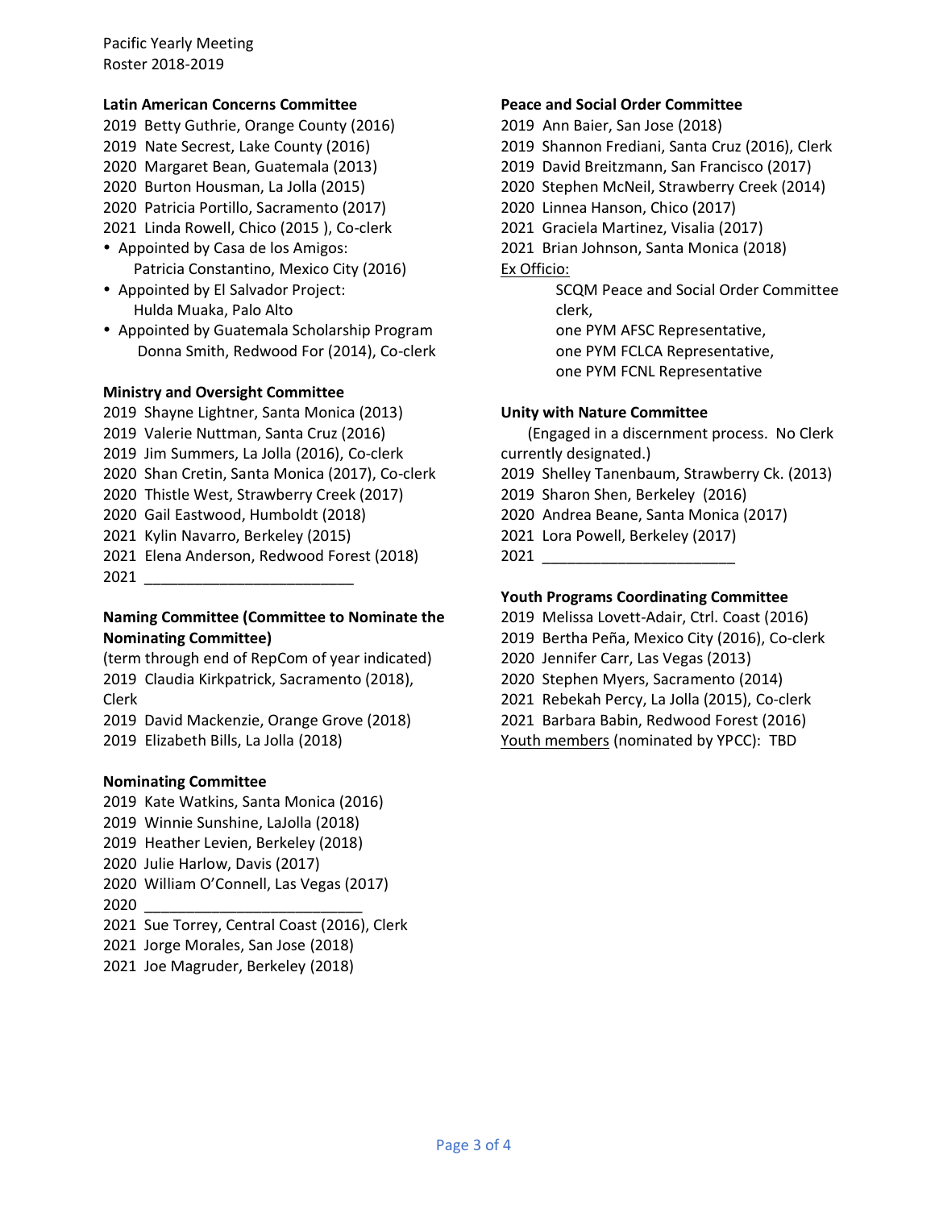Pacific Yearly Meeting
Roster 2018-2019

**Latin American Concerns Committee**

2019 Betty Guthrie, Orange County (2016)
2019 Nate Secrest, Lake County (2016)
2020 Margaret Bean, Guatemala (2013)
2020 Burton Housman, La Jolla (2015)
2020 Patricia Portillo, Sacramento (2017)
2021 Linda Rowell, Chico (2015 ), Co-clerk

- Appointed by Casa de los Amigos:
  Patricia Constantino, Mexico City (2016)
- Appointed by El Salvador Project:
  Hulda Muaka, Palo Alto
- Appointed by Guatemala Scholarship Program
  Donna Smith, Redwood For (2014), Co-clerk

**Ministry and Oversight Committee**

2019 Shayne Lightner, Santa Monica (2013)
2019 Valerie Nuttman, Santa Cruz (2016)
2019 Jim Summers, La Jolla (2016), Co-clerk
2020 Shan Cretin, Santa Monica (2017), Co-clerk
2020 Thistle West, Strawberry Creek (2017)
2020 Gail Eastwood, Humboldt (2018)
2021 Kylin Navarro, Berkeley (2015)
2021 Elena Anderson, Redwood Forest (2018)
2021 _________________________

**Naming Committee (Committee to Nominate the Nominating Committee)**

(term through end of RepCom of year indicated)
2019 Claudia Kirkpatrick, Sacramento (2018), Clerk
2019 David Mackenzie, Orange Grove (2018)
2019 Elizabeth Bills, La Jolla (2018)

**Nominating Committee**

2019 Kate Watkins, Santa Monica (2016)
2019 Winnie Sunshine, LaJolla (2018)
2019 Heather Levien, Berkeley (2018)
2020 Julie Harlow, Davis (2017)
2020 William O'Connell, Las Vegas (2017)
2020 _________________________
2021 Sue Torrey, Central Coast (2016), Clerk
2021 Jorge Morales, San Jose (2018)
2021 Joe Magruder, Berkeley (2018)

**Peace and Social Order Committee**

2019 Ann Baier, San Jose (2018)
2019 Shannon Frediani, Santa Cruz (2016), Clerk
2019 David Breitzmann, San Francisco (2017)
2020 Stephen McNeil, Strawberry Creek (2014)
2020 Linnea Hanson, Chico (2017)
2021 Graciela Martinez, Visalia (2017)
2021 Brian Johnson, Santa Monica (2018)

<u>Ex Officio:</u>
SCQM Peace and Social Order Committee clerk,
one PYM AFSC Representative,
one PYM FCLCA Representative,
one PYM FCNL Representative

**Unity with Nature Committee**

(Engaged in a discernment process. No Clerk currently designated.)
2019 Shelley Tanenbaum, Strawberry Ck. (2013)
2019 Sharon Shen, Berkeley (2016)
2020 Andrea Beane, Santa Monica (2017)
2021 Lora Powell, Berkeley (2017)
2021 _______________________

**Youth Programs Coordinating Committee**

2019 Melissa Lovett-Adair, Ctrl. Coast (2016)
2019 Bertha Peña, Mexico City (2016), Co-clerk
2020 Jennifer Carr, Las Vegas (2013)
2020 Stephen Myers, Sacramento (2014)
2021 Rebekah Percy, La Jolla (2015), Co-clerk
2021 Barbara Babin, Redwood Forest (2016)
<u>Youth members</u> (nominated by YPCC): TBD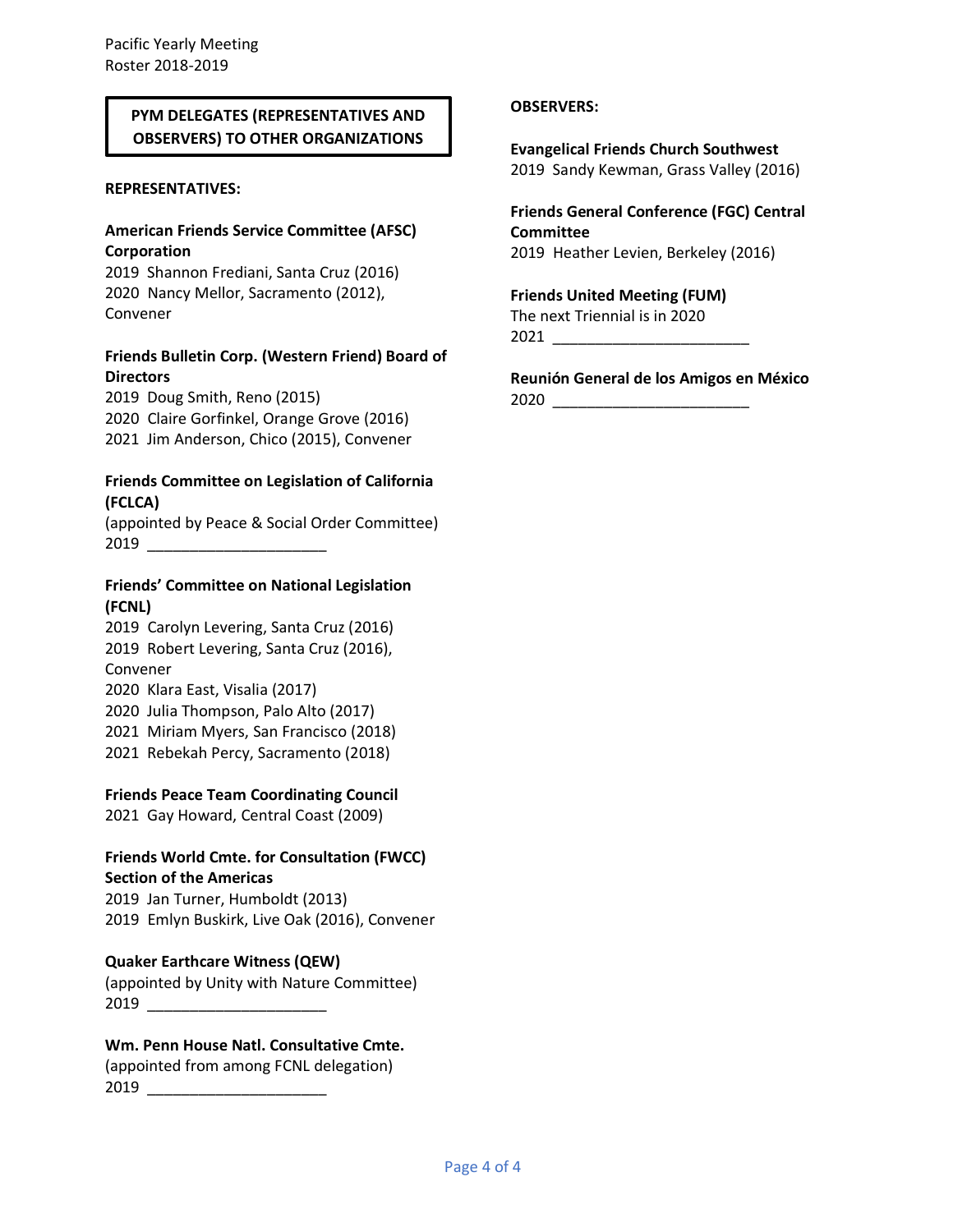## PYM DELEGATES (REPRESENTATIVES AND OBSERVERS) TO OTHER ORGANIZATIONS

**REPRESENTATIVES:**

**American Friends Service Committee (AFSC) Corporation**
2019 Shannon Frediani, Santa Cruz (2016)
2020 Nancy Mellor, Sacramento (2012), Convener

**Friends Bulletin Corp. (Western Friend) Board of Directors**
2019 Doug Smith, Reno (2015)
2020 Claire Gorfinkel, Orange Grove (2016)
2021 Jim Anderson, Chico (2015), Convener

**Friends Committee on Legislation of California (FCLCA)**
(appointed by Peace & Social Order Committee)
2019 _____________________

**Friends' Committee on National Legislation (FCNL)**
2019 Carolyn Levering, Santa Cruz (2016)
2019 Robert Levering, Santa Cruz (2016), Convener
2020 Klara East, Visalia (2017)
2020 Julia Thompson, Palo Alto (2017)
2021 Miriam Myers, San Francisco (2018)
2021 Rebekah Percy, Sacramento (2018)

**Friends Peace Team Coordinating Council**
2021 Gay Howard, Central Coast (2009)

**Friends World Cmte. for Consultation (FWCC) Section of the Americas**
2019 Jan Turner, Humboldt (2013)
2019 Emlyn Buskirk, Live Oak (2016), Convener

**Quaker Earthcare Witness (QEW)**
(appointed by Unity with Nature Committee)
2019 _____________________

**Wm. Penn House Natl. Consultative Cmte.**
(appointed from among FCNL delegation)
2019 _____________________

**OBSERVERS:**

**Evangelical Friends Church Southwest**
2019 Sandy Kewman, Grass Valley (2016)

**Friends General Conference (FGC) Central Committee**
2019 Heather Levien, Berkeley (2016)

**Friends United Meeting (FUM)**
The next Triennial is in 2020
2021 _______________________

**Reunión General de los Amigos en México**
2020 _______________________